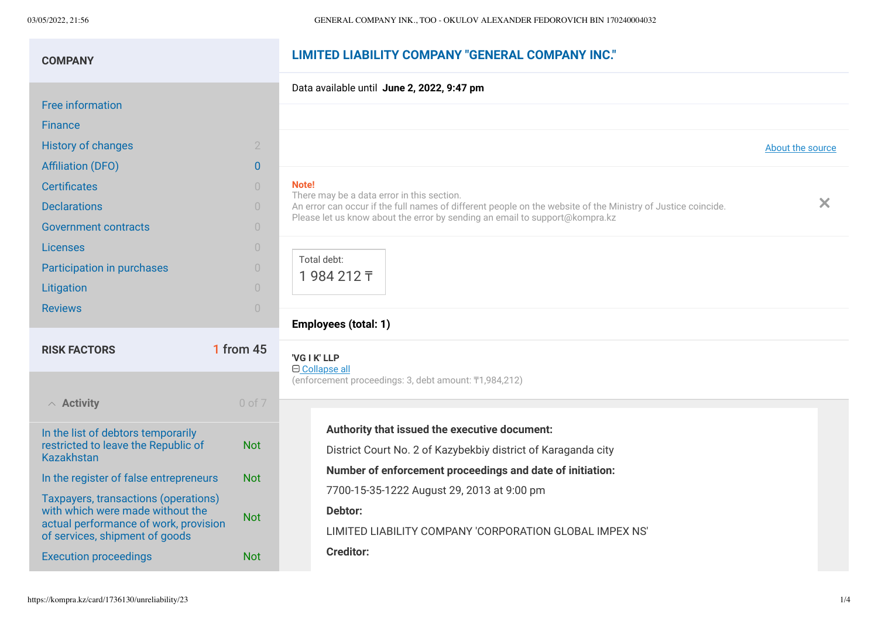## COMPANY

| | |
|---|---|
| Free information | |
| Finance | |
| History of changes | 2 |
| Affiliation (DFO) | 0 |
| Certificates | 0 |
| Declarations | 0 |
| Government contracts | 0 |
| Licenses | 0 |
| Participation in purchases | 0 |
| Litigation | 0 |
| Reviews | 0 |

## RISK FACTORS — 1 from 45

### Activity — 0 of 7

| | |
|---|---|
| In the list of debtors temporarily restricted to leave the Republic of Kazakhstan | Not |
| In the register of false entrepreneurs | Not |
| Taxpayers, transactions (operations) with which were made without the actual performance of work, provision of services, shipment of goods | Not |
| Execution proceedings | Not |

# LIMITED LIABILITY COMPANY "GENERAL COMPANY INC."

Data available until **June 2, 2022, 9:47 pm**

About the source

**Note!**
There may be a data error in this section.
An error can occur if the full names of different people on the website of the Ministry of Justice coincide.
Please let us know about the error by sending an email to support@kompra.kz

Total debt:
1 984 212 ₸

**Employees (total: 1)**

**'VG I K' LLP**
Collapse all
(enforcement proceedings: 3, debt amount: ₸1,984,212)

**Authority that issued the executive document:**

District Court No. 2 of Kazybekbiy district of Karaganda city

**Number of enforcement proceedings and date of initiation:**

7700-15-35-1222 August 29, 2013 at 9:00 pm

**Debtor:**

LIMITED LIABILITY COMPANY 'CORPORATION GLOBAL IMPEX NS'

**Creditor:**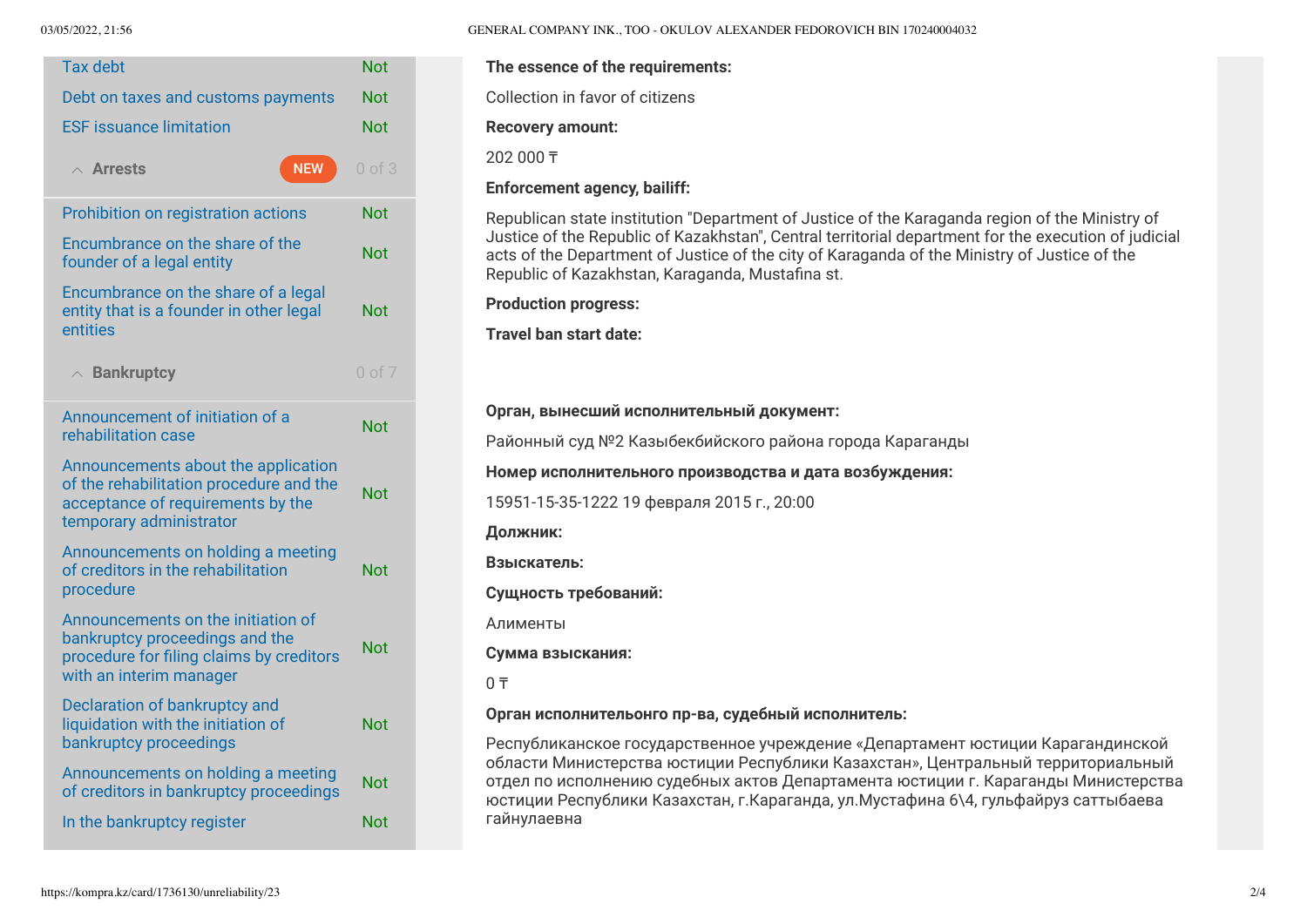| | |
|---|---|
| Tax debt | Not |
| Debt on taxes and customs payments | Not |
| ESF issuance limitation | Not |

**Arrests** NEW 0 of 3

| | |
|---|---|
| Prohibition on registration actions | Not |
| Encumbrance on the share of the founder of a legal entity | Not |
| Encumbrance on the share of a legal entity that is a founder in other legal entities | Not |

**Bankruptcy** 0 of 7

| | |
|---|---|
| Announcement of initiation of a rehabilitation case | Not |
| Announcements about the application of the rehabilitation procedure and the acceptance of requirements by the temporary administrator | Not |
| Announcements on holding a meeting of creditors in the rehabilitation procedure | Not |
| Announcements on the initiation of bankruptcy proceedings and the procedure for filing claims by creditors with an interim manager | Not |
| Declaration of bankruptcy and liquidation with the initiation of bankruptcy proceedings | Not |
| Announcements on holding a meeting of creditors in bankruptcy proceedings | Not |
| In the bankruptcy register | Not |

**The essence of the requirements:**

Collection in favor of citizens

**Recovery amount:**

202 000 ₸

**Enforcement agency, bailiff:**

Republican state institution "Department of Justice of the Karaganda region of the Ministry of Justice of the Republic of Kazakhstan", Central territorial department for the execution of judicial acts of the Department of Justice of the city of Karaganda of the Ministry of Justice of the Republic of Kazakhstan, Karaganda, Mustafina st.

**Production progress:**

**Travel ban start date:**

**Орган, вынесший исполнительный документ:**

Районный суд №2 Казыбекбийского района города Караганды

**Номер исполнительного производства и дата возбуждения:**

15951-15-35-1222 19 февраля 2015 г., 20:00

**Должник:**

**Взыскатель:**

**Сущность требований:**

Алименты

**Сумма взыскания:**

0 ₸

**Орган исполнительонго пр-ва, судебный исполнитель:**

Республиканское государственное учреждение «Департамент юстиции Карагандинской области Министерства юстиции Республики Казахстан», Центральный территориальный отдел по исполнению судебных актов Департамента юстиции г. Караганды Министерства юстиции Республики Казахстан, г.Караганда, ул.Мустафина 6\4, гульфайруз саттыбаева гайнулаевна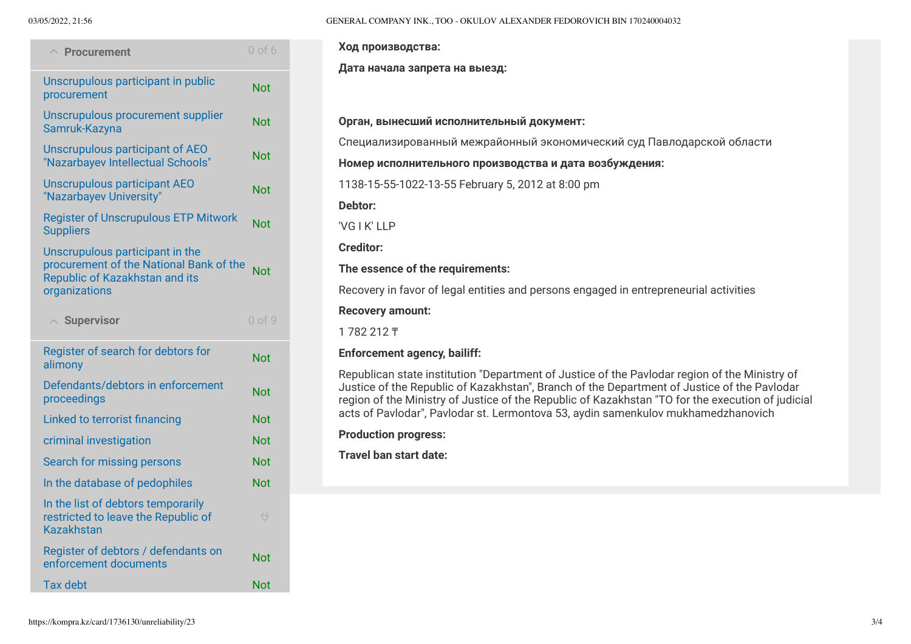## Procurement — 0 of 6

| Check | Result |
| --- | --- |
| Unscrupulous participant in public procurement | Not |
| Unscrupulous procurement supplier Samruk-Kazyna | Not |
| Unscrupulous participant of AEO "Nazarbayev Intellectual Schools" | Not |
| Unscrupulous participant AEO "Nazarbayev University" | Not |
| Register of Unscrupulous ETP Mitwork Suppliers | Not |
| Unscrupulous participant in the procurement of the National Bank of the Republic of Kazakhstan and its organizations | Not |

## Supervisor — 0 of 9

| Check | Result |
| --- | --- |
| Register of search for debtors for alimony | Not |
| Defendants/debtors in enforcement proceedings | Not |
| Linked to terrorist financing | Not |
| criminal investigation | Not |
| Search for missing persons | Not |
| In the database of pedophiles | Not |
| In the list of debtors temporarily restricted to leave the Republic of Kazakhstan | |
| Register of debtors / defendants on enforcement documents | Not |
| Tax debt | Not |

**Ход производства:**

**Дата начала запрета на выезд:**

**Орган, вынесший исполнительный документ:**

Специализированный межрайонный экономический суд Павлодарской области

**Номер исполнительного производства и дата возбуждения:**

1138-15-55-1022-13-55 February 5, 2012 at 8:00 pm

**Debtor:**

'VG I K' LLP

**Creditor:**

**The essence of the requirements:**

Recovery in favor of legal entities and persons engaged in entrepreneurial activities

**Recovery amount:**

1 782 212 ₸

**Enforcement agency, bailiff:**

Republican state institution "Department of Justice of the Pavlodar region of the Ministry of Justice of the Republic of Kazakhstan", Branch of the Department of Justice of the Pavlodar region of the Ministry of Justice of the Republic of Kazakhstan "TO for the execution of judicial acts of Pavlodar", Pavlodar st. Lermontova 53, aydin samenkulov mukhamedzhanovich

**Production progress:**

**Travel ban start date:**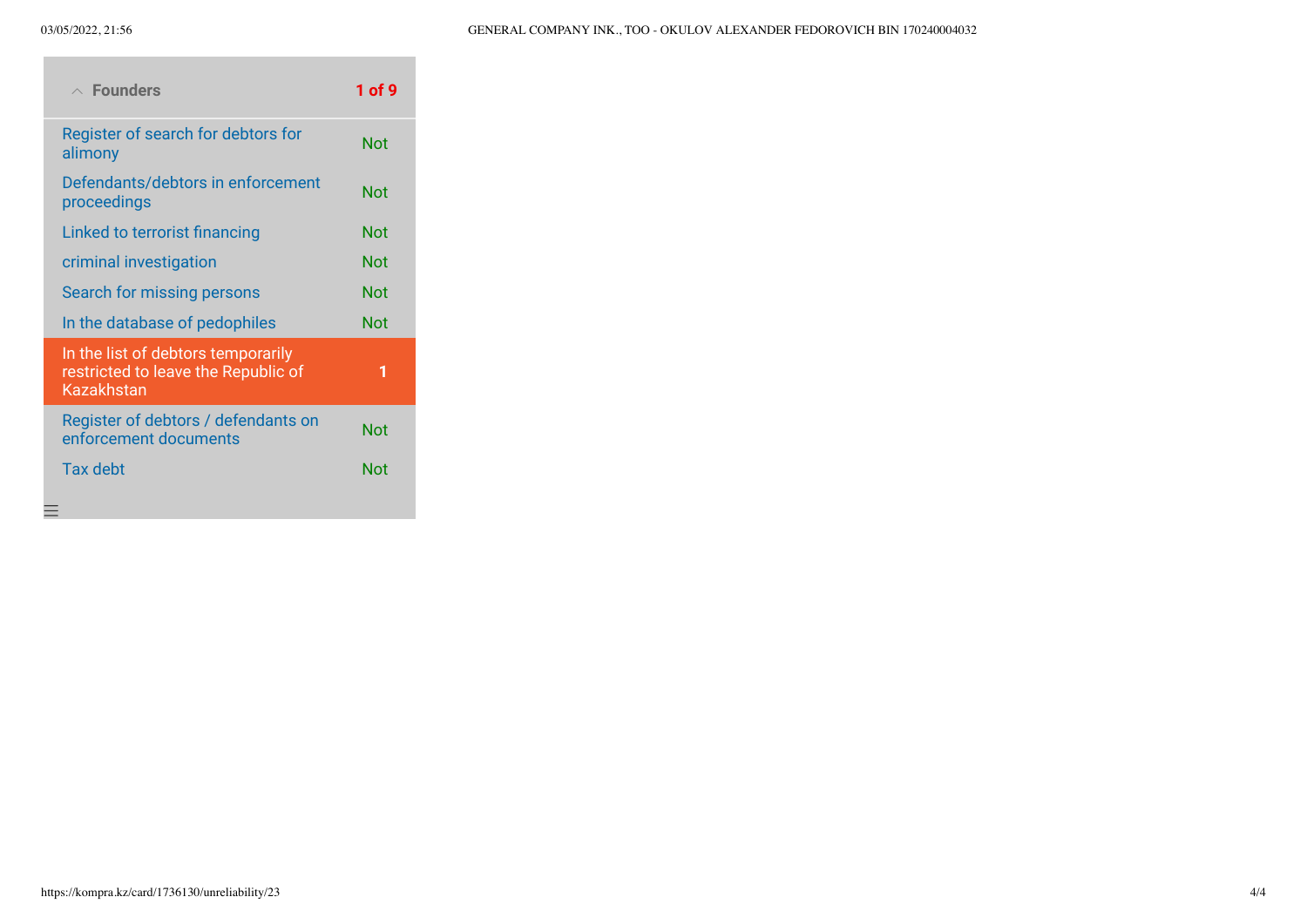| Founders | 1 of 9 |
| --- | --- |
| Register of search for debtors for alimony | Not |
| Defendants/debtors in enforcement proceedings | Not |
| Linked to terrorist financing | Not |
| criminal investigation | Not |
| Search for missing persons | Not |
| In the database of pedophiles | Not |
| In the list of debtors temporarily restricted to leave the Republic of Kazakhstan | 1 |
| Register of debtors / defendants on enforcement documents | Not |
| Tax debt | Not |